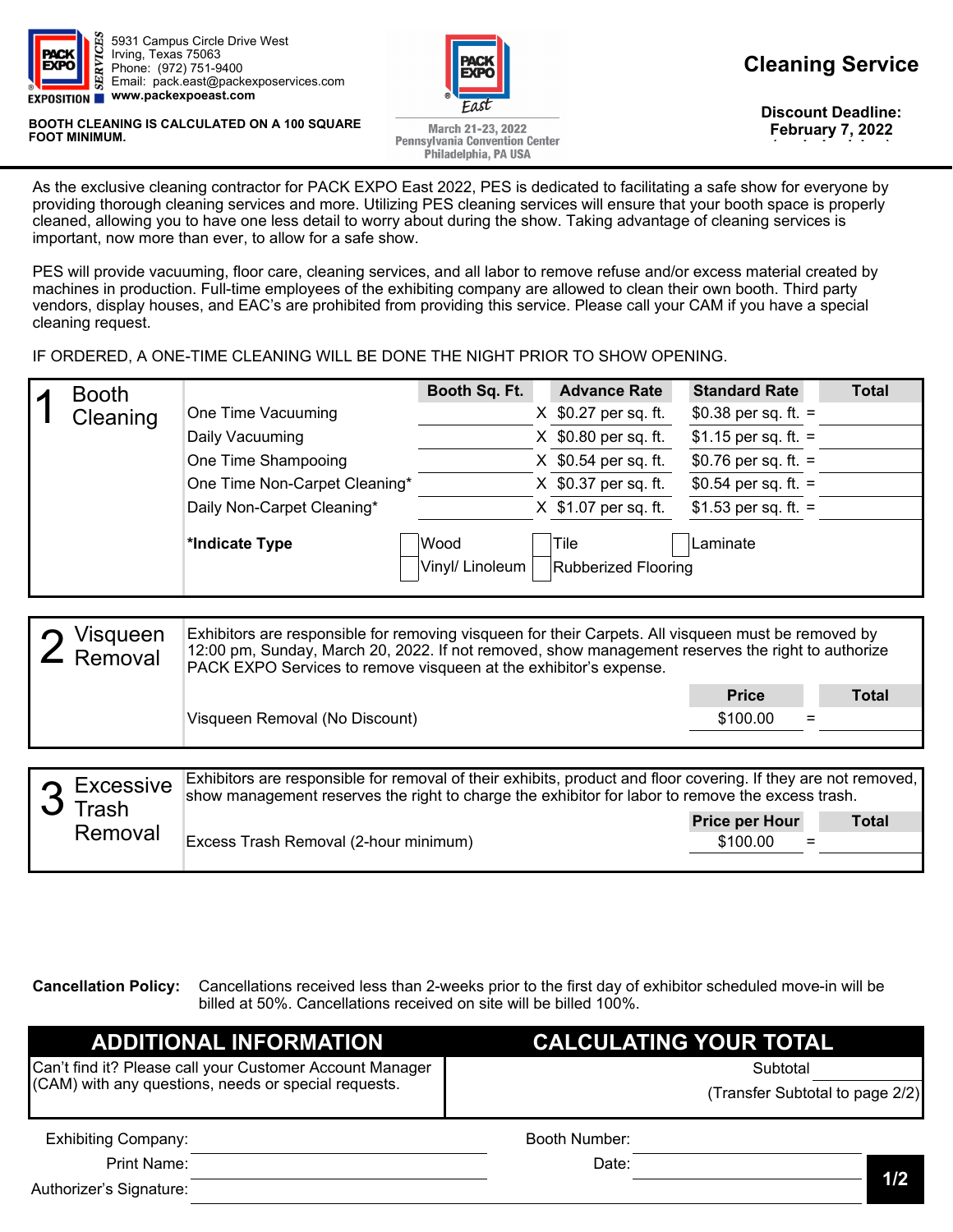PACK EXPO SERVICES EXPOSITION
5931 Campus Circle Drive West
Irving, Texas 75063
Phone: (972) 751-9400
Email: pack.east@packexposervices.com
**www.packexpoeast.com**

**BOOTH CLEANING IS CALCULATED ON A 100 SQUARE FOOT MINIMUM.**

PACK EXPO East
March 21-23, 2022
Pennsylvania Convention Center
Philadelphia, PA USA

# Cleaning Service

**Discount Deadline: February 7, 2022**

As the exclusive cleaning contractor for PACK EXPO East 2022, PES is dedicated to facilitating a safe show for everyone by providing thorough cleaning services and more. Utilizing PES cleaning services will ensure that your booth space is properly cleaned, allowing you to have one less detail to worry about during the show. Taking advantage of cleaning services is important, now more than ever, to allow for a safe show.

PES will provide vacuuming, floor care, cleaning services, and all labor to remove refuse and/or excess material created by machines in production. Full-time employees of the exhibiting company are allowed to clean their own booth. Third party vendors, display houses, and EAC's are prohibited from providing this service. Please call your CAM if you have a special cleaning request.

IF ORDERED, A ONE-TIME CLEANING WILL BE DONE THE NIGHT PRIOR TO SHOW OPENING.

## 1 Booth Cleaning

| | Booth Sq. Ft. | | Advance Rate | Standard Rate | | Total |
|---|---|---|---|---|---|---|
| One Time Vacuuming | | X | $0.27 per sq. ft. | $0.38 per sq. ft. | = | |
| Daily Vacuuming | | X | $0.80 per sq. ft. | $1.15 per sq. ft. | = | |
| One Time Shampooing | | X | $0.54 per sq. ft. | $0.76 per sq. ft. | = | |
| One Time Non-Carpet Cleaning* | | X | $0.37 per sq. ft. | $0.54 per sq. ft. | = | |
| Daily Non-Carpet Cleaning* | | X | $1.07 per sq. ft. | $1.53 per sq. ft. | = | |

**\*Indicate Type**
- ☐ Wood
- ☐ Tile
- ☐ Laminate
- ☐ Vinyl/ Linoleum
- ☐ Rubberized Flooring

## 2 Visqueen Removal

Exhibitors are responsible for removing visqueen for their Carpets. All visqueen must be removed by 12:00 pm, Sunday, March 20, 2022. If not removed, show management reserves the right to authorize PACK EXPO Services to remove visqueen at the exhibitor's expense.

| | Price | | Total |
|---|---|---|---|
| Visqueen Removal (No Discount) | $100.00 | = | |

## 3 Excessive Trash Removal

Exhibitors are responsible for removal of their exhibits, product and floor covering. If they are not removed, show management reserves the right to charge the exhibitor for labor to remove the excess trash.

| | Price per Hour | | Total |
|---|---|---|---|
| Excess Trash Removal (2-hour minimum) | $100.00 | = | |

**Cancellation Policy:** Cancellations received less than 2-weeks prior to the first day of exhibitor scheduled move-in will be billed at 50%. Cancellations received on site will be billed 100%.

| ADDITIONAL INFORMATION | CALCULATING YOUR TOTAL |
|---|---|
| Can't find it? Please call your Customer Account Manager (CAM) with any questions, needs or special requests. | Subtotal ______ (Transfer Subtotal to page 2/2) |

Exhibiting Company: ______________________ Booth Number: ______________________

Print Name: ______________________ Date: ______________________

Authorizer's Signature: ______________________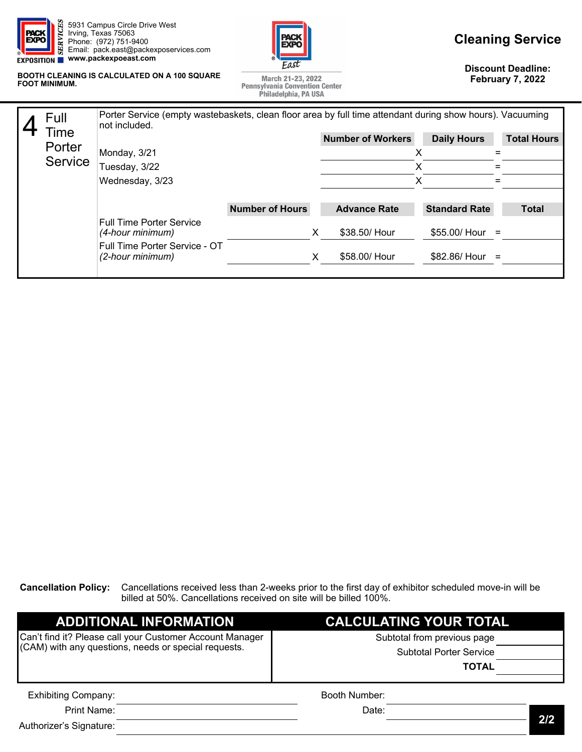5931 Campus Circle Drive West
Irving, Texas 75063
Phone: (972) 751-9400
Email: pack.east@packexposervices.com
www.packexpoeast.com

**BOOTH CLEANING IS CALCULATED ON A 100 SQUARE FOOT MINIMUM.**

March 21-23, 2022
Pennsylvania Convention Center
Philadelphia, PA USA

# Cleaning Service

**Discount Deadline: February 7, 2022**

## 4 Full Time Porter Service

Porter Service (empty wastebaskets, clean floor area by full time attendant during show hours). Vacuuming not included.

| | Number of Workers | | Daily Hours | | Total Hours |
|---|---|---|---|---|---|
| Monday, 3/21 | | X | | = | |
| Tuesday, 3/22 | | X | | = | |
| Wednesday, 3/23 | | X | | = | |

| | Number of Hours | | Advance Rate | Standard Rate | | Total |
|---|---|---|---|---|---|---|
| Full Time Porter Service *(4-hour minimum)* | | X | $38.50/ Hour | $55.00/ Hour | = | |
| Full Time Porter Service - OT *(2-hour minimum)* | | X | $58.00/ Hour | $82.86/ Hour | = | |

**Cancellation Policy:** Cancellations received less than 2-weeks prior to the first day of exhibitor scheduled move-in will be billed at 50%. Cancellations received on site will be billed 100%.

## ADDITIONAL INFORMATION

Can't find it? Please call your Customer Account Manager (CAM) with any questions, needs or special requests.

## CALCULATING YOUR TOTAL

| | |
|---|---|
| Subtotal from previous page | |
| Subtotal Porter Service | |
| **TOTAL** | |

Exhibiting Company: ____________________ Booth Number: ____________________

Print Name: ____________________ Date: ____________________

Authorizer's Signature: ____________________